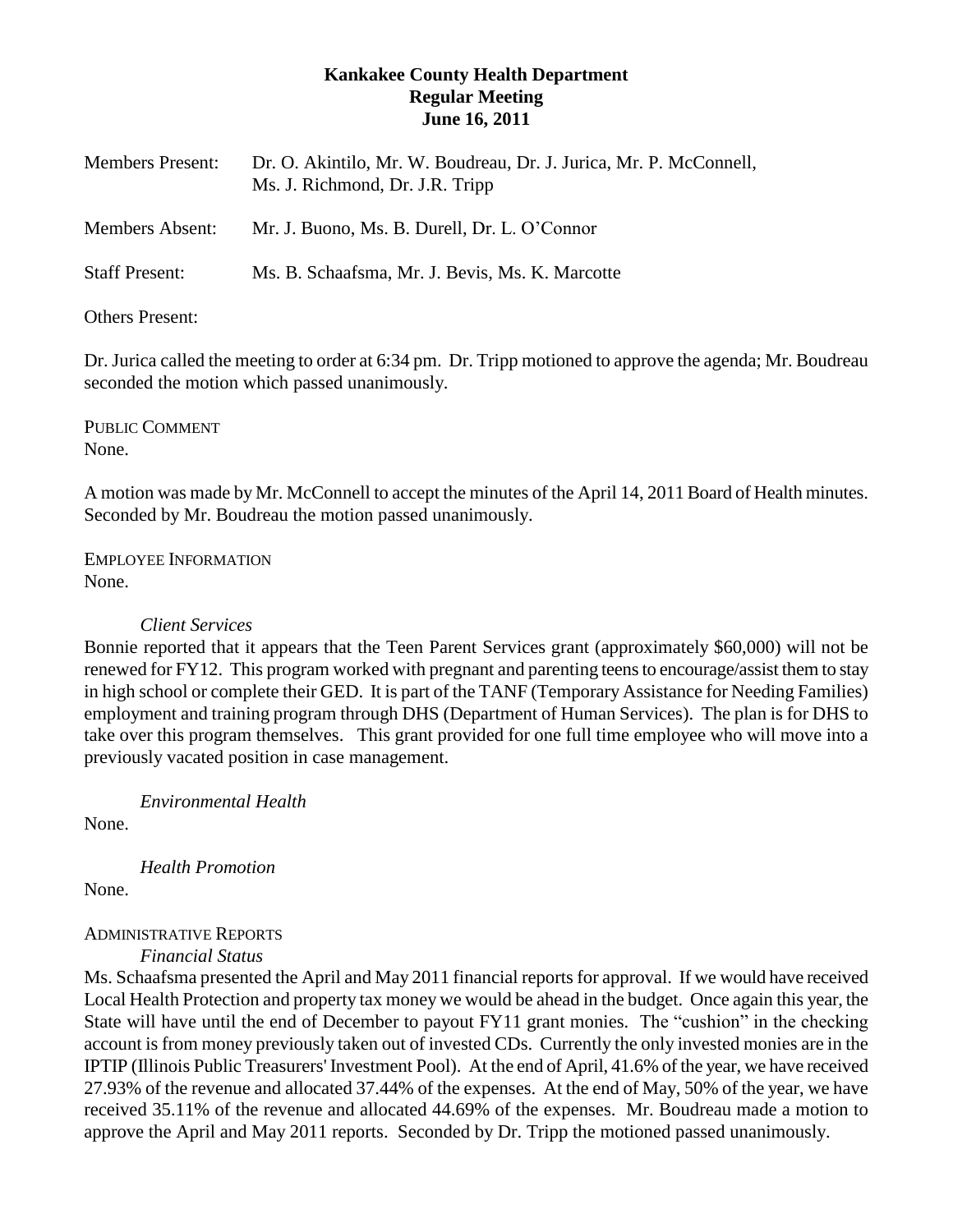# Kankakee County Health Department
## Regular Meeting
### June 16, 2011

Members Present: Dr. O. Akintilo, Mr. W. Boudreau, Dr. J. Jurica, Mr. P. McConnell, Ms. J. Richmond, Dr. J.R. Tripp

Members Absent: Mr. J. Buono, Ms. B. Durell, Dr. L. O'Connor

Staff Present: Ms. B. Schaafsma, Mr. J. Bevis, Ms. K. Marcotte

Others Present:

Dr. Jurica called the meeting to order at 6:34 pm. Dr. Tripp motioned to approve the agenda; Mr. Boudreau seconded the motion which passed unanimously.

PUBLIC COMMENT
None.

A motion was made by Mr. McConnell to accept the minutes of the April 14, 2011 Board of Health minutes. Seconded by Mr. Boudreau the motion passed unanimously.

EMPLOYEE INFORMATION
None.

*Client Services*

Bonnie reported that it appears that the Teen Parent Services grant (approximately $60,000) will not be renewed for FY12. This program worked with pregnant and parenting teens to encourage/assist them to stay in high school or complete their GED. It is part of the TANF (Temporary Assistance for Needing Families) employment and training program through DHS (Department of Human Services). The plan is for DHS to take over this program themselves. This grant provided for one full time employee who will move into a previously vacated position in case management.

*Environmental Health*

None.

*Health Promotion*

None.

ADMINISTRATIVE REPORTS

*Financial Status*

Ms. Schaafsma presented the April and May 2011 financial reports for approval. If we would have received Local Health Protection and property tax money we would be ahead in the budget. Once again this year, the State will have until the end of December to payout FY11 grant monies. The "cushion" in the checking account is from money previously taken out of invested CDs. Currently the only invested monies are in the IPTIP (Illinois Public Treasurers' Investment Pool). At the end of April, 41.6% of the year, we have received 27.93% of the revenue and allocated 37.44% of the expenses. At the end of May, 50% of the year, we have received 35.11% of the revenue and allocated 44.69% of the expenses. Mr. Boudreau made a motion to approve the April and May 2011 reports. Seconded by Dr. Tripp the motioned passed unanimously.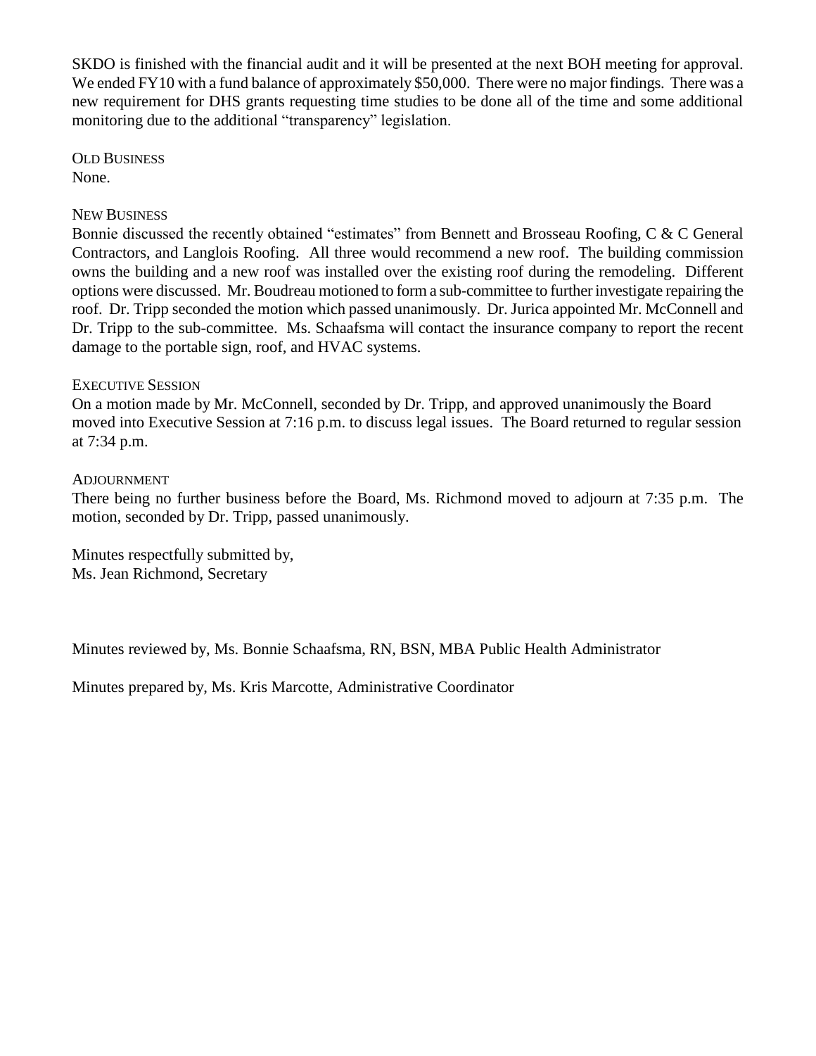SKDO is finished with the financial audit and it will be presented at the next BOH meeting for approval. We ended FY10 with a fund balance of approximately $50,000. There were no major findings. There was a new requirement for DHS grants requesting time studies to be done all of the time and some additional monitoring due to the additional "transparency" legislation.

## Old Business

None.

## New Business

Bonnie discussed the recently obtained "estimates" from Bennett and Brosseau Roofing, C & C General Contractors, and Langlois Roofing. All three would recommend a new roof. The building commission owns the building and a new roof was installed over the existing roof during the remodeling. Different options were discussed. Mr. Boudreau motioned to form a sub-committee to further investigate repairing the roof. Dr. Tripp seconded the motion which passed unanimously. Dr. Jurica appointed Mr. McConnell and Dr. Tripp to the sub-committee. Ms. Schaafsma will contact the insurance company to report the recent damage to the portable sign, roof, and HVAC systems.

## Executive Session

On a motion made by Mr. McConnell, seconded by Dr. Tripp, and approved unanimously the Board moved into Executive Session at 7:16 p.m. to discuss legal issues. The Board returned to regular session at 7:34 p.m.

## Adjournment

There being no further business before the Board, Ms. Richmond moved to adjourn at 7:35 p.m. The motion, seconded by Dr. Tripp, passed unanimously.

Minutes respectfully submitted by,  
Ms. Jean Richmond, Secretary

Minutes reviewed by, Ms. Bonnie Schaafsma, RN, BSN, MBA Public Health Administrator

Minutes prepared by, Ms. Kris Marcotte, Administrative Coordinator